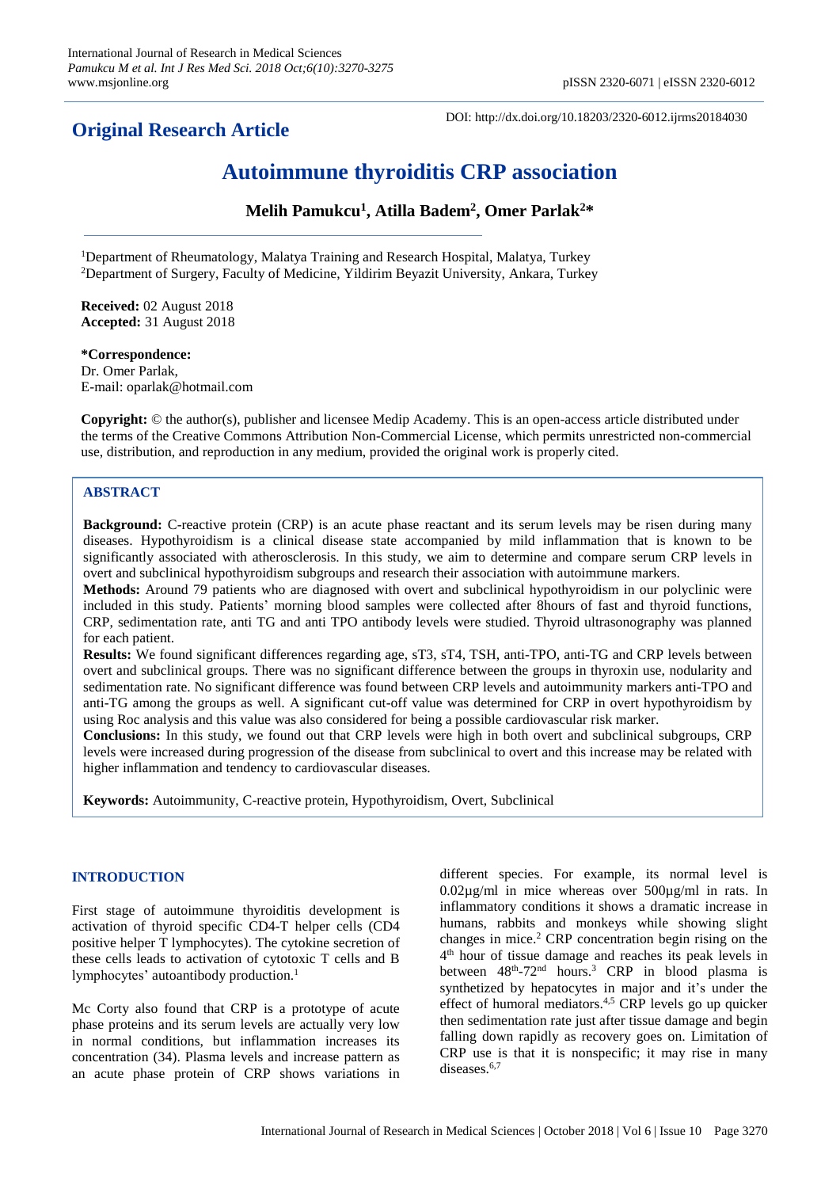## Original Research Article

DOI: http://dx.doi.org/10.18203/2320-6012.ijrms20184030

# Autoimmune thyroiditis CRP association

**Melih Pamukcu[1], Atilla Badem[2], Omer Parlak[2]***

[1]Department of Rheumatology, Malatya Training and Research Hospital, Malatya, Turkey
[2]Department of Surgery, Faculty of Medicine, Yildirim Beyazit University, Ankara, Turkey

**Received:** 02 August 2018
**Accepted:** 31 August 2018

***Correspondence:**
Dr. Omer Parlak,
E-mail: oparlak@hotmail.com

**Copyright:** © the author(s), publisher and licensee Medip Academy. This is an open-access article distributed under the terms of the Creative Commons Attribution Non-Commercial License, which permits unrestricted non-commercial use, distribution, and reproduction in any medium, provided the original work is properly cited.

## ABSTRACT

**Background:** C-reactive protein (CRP) is an acute phase reactant and its serum levels may be risen during many diseases. Hypothyroidism is a clinical disease state accompanied by mild inflammation that is known to be significantly associated with atherosclerosis. In this study, we aim to determine and compare serum CRP levels in overt and subclinical hypothyroidism subgroups and research their association with autoimmune markers.

**Methods:** Around 79 patients who are diagnosed with overt and subclinical hypothyroidism in our polyclinic were included in this study. Patients' morning blood samples were collected after 8hours of fast and thyroid functions, CRP, sedimentation rate, anti TG and anti TPO antibody levels were studied. Thyroid ultrasonography was planned for each patient.

**Results:** We found significant differences regarding age, sT3, sT4, TSH, anti-TPO, anti-TG and CRP levels between overt and subclinical groups. There was no significant difference between the groups in thyroxin use, nodularity and sedimentation rate. No significant difference was found between CRP levels and autoimmunity markers anti-TPO and anti-TG among the groups as well. A significant cut-off value was determined for CRP in overt hypothyroidism by using Roc analysis and this value was also considered for being a possible cardiovascular risk marker.

**Conclusions:** In this study, we found out that CRP levels were high in both overt and subclinical subgroups, CRP levels were increased during progression of the disease from subclinical to overt and this increase may be related with higher inflammation and tendency to cardiovascular diseases.

**Keywords:** Autoimmunity, C-reactive protein, Hypothyroidism, Overt, Subclinical

## INTRODUCTION

First stage of autoimmune thyroiditis development is activation of thyroid specific CD4-T helper cells (CD4 positive helper T lymphocytes). The cytokine secretion of these cells leads to activation of cytotoxic T cells and B lymphocytes' autoantibody production.[1]

Mc Corty also found that CRP is a prototype of acute phase proteins and its serum levels are actually very low in normal conditions, but inflammation increases its concentration (34). Plasma levels and increase pattern as an acute phase protein of CRP shows variations in different species. For example, its normal level is 0.02µg/ml in mice whereas over 500µg/ml in rats. In inflammatory conditions it shows a dramatic increase in humans, rabbits and monkeys while showing slight changes in mice.[2] CRP concentration begin rising on the 4th hour of tissue damage and reaches its peak levels in between 48th-72nd hours.[3] CRP in blood plasma is synthetized by hepatocytes in major and it's under the effect of humoral mediators.[4,5] CRP levels go up quicker then sedimentation rate just after tissue damage and begin falling down rapidly as recovery goes on. Limitation of CRP use is that it is nonspecific; it may rise in many diseases.[6,7]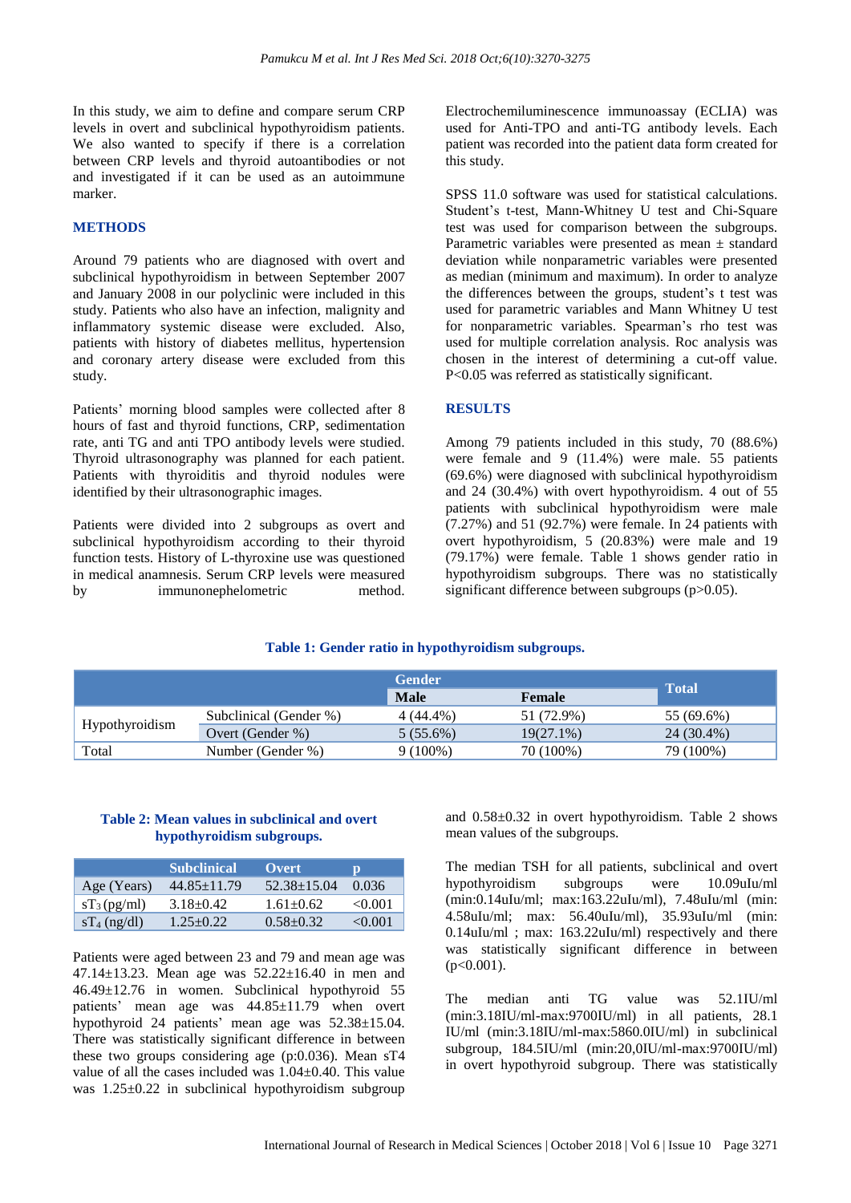In this study, we aim to define and compare serum CRP levels in overt and subclinical hypothyroidism patients. We also wanted to specify if there is a correlation between CRP levels and thyroid autoantibodies or not and investigated if it can be used as an autoimmune marker.

## METHODS

Around 79 patients who are diagnosed with overt and subclinical hypothyroidism in between September 2007 and January 2008 in our polyclinic were included in this study. Patients who also have an infection, malignity and inflammatory systemic disease were excluded. Also, patients with history of diabetes mellitus, hypertension and coronary artery disease were excluded from this study.

Patients' morning blood samples were collected after 8 hours of fast and thyroid functions, CRP, sedimentation rate, anti TG and anti TPO antibody levels were studied. Thyroid ultrasonography was planned for each patient. Patients with thyroiditis and thyroid nodules were identified by their ultrasonographic images.

Patients were divided into 2 subgroups as overt and subclinical hypothyroidism according to their thyroid function tests. History of L-thyroxine use was questioned in medical anamnesis. Serum CRP levels were measured by immunonephelometric method. Electrochemiluminescence immunoassay (ECLIA) was used for Anti-TPO and anti-TG antibody levels. Each patient was recorded into the patient data form created for this study.

SPSS 11.0 software was used for statistical calculations. Student's t-test, Mann-Whitney U test and Chi-Square test was used for comparison between the subgroups. Parametric variables were presented as mean ± standard deviation while nonparametric variables were presented as median (minimum and maximum). In order to analyze the differences between the groups, student's t test was used for parametric variables and Mann Whitney U test for nonparametric variables. Spearman's rho test was used for multiple correlation analysis. Roc analysis was chosen in the interest of determining a cut-off value. P<0.05 was referred as statistically significant.

## RESULTS

Among 79 patients included in this study, 70 (88.6%) were female and 9 (11.4%) were male. 55 patients (69.6%) were diagnosed with subclinical hypothyroidism and 24 (30.4%) with overt hypothyroidism. 4 out of 55 patients with subclinical hypothyroidism were male (7.27%) and 51 (92.7%) were female. In 24 patients with overt hypothyroidism, 5 (20.83%) were male and 19 (79.17%) were female. Table 1 shows gender ratio in hypothyroidism subgroups. There was no statistically significant difference between subgroups (p>0.05).

**Table 1: Gender ratio in hypothyroidism subgroups.**

| | | Gender | | Total |
|---|---|---|---|---|
| | | Male | Female | |
| Hypothyroidism | Subclinical (Gender %) | 4 (44.4%) | 51 (72.9%) | 55 (69.6%) |
| | Overt (Gender %) | 5 (55.6%) | 19(27.1%) | 24 (30.4%) |
| Total | Number (Gender %) | 9 (100%) | 70 (100%) | 79 (100%) |

**Table 2: Mean values in subclinical and overt hypothyroidism subgroups.**

| | Subclinical | Overt | p |
|---|---|---|---|
| Age (Years) | 44.85±11.79 | 52.38±15.04 | 0.036 |
| $sT_3$ (pg/ml) | 3.18±0.42 | 1.61±0.62 | <0.001 |
| $sT_4$ (ng/dl) | 1.25±0.22 | 0.58±0.32 | <0.001 |

Patients were aged between 23 and 79 and mean age was 47.14±13.23. Mean age was 52.22±16.40 in men and 46.49±12.76 in women. Subclinical hypothyroid 55 patients' mean age was 44.85±11.79 when overt hypothyroid 24 patients' mean age was 52.38±15.04. There was statistically significant difference in between these two groups considering age (p:0.036). Mean sT4 value of all the cases included was 1.04±0.40. This value was 1.25±0.22 in subclinical hypothyroidism subgroup and 0.58±0.32 in overt hypothyroidism. Table 2 shows mean values of the subgroups.

The median TSH for all patients, subclinical and overt hypothyroidism subgroups were 10.09uIu/ml (min:0.14uIu/ml; max:163.22uIu/ml), 7.48uIu/ml (min: 4.58uIu/ml; max: 56.40uIu/ml), 35.93uIu/ml (min: 0.14uIu/ml ; max: 163.22uIu/ml) respectively and there was statistically significant difference in between (p<0.001).

The median anti TG value was 52.1IU/ml (min:3.18IU/ml-max:9700IU/ml) in all patients, 28.1 IU/ml (min:3.18IU/ml-max:5860.0IU/ml) in subclinical subgroup, 184.5IU/ml (min:20,0IU/ml-max:9700IU/ml) in overt hypothyroid subgroup. There was statistically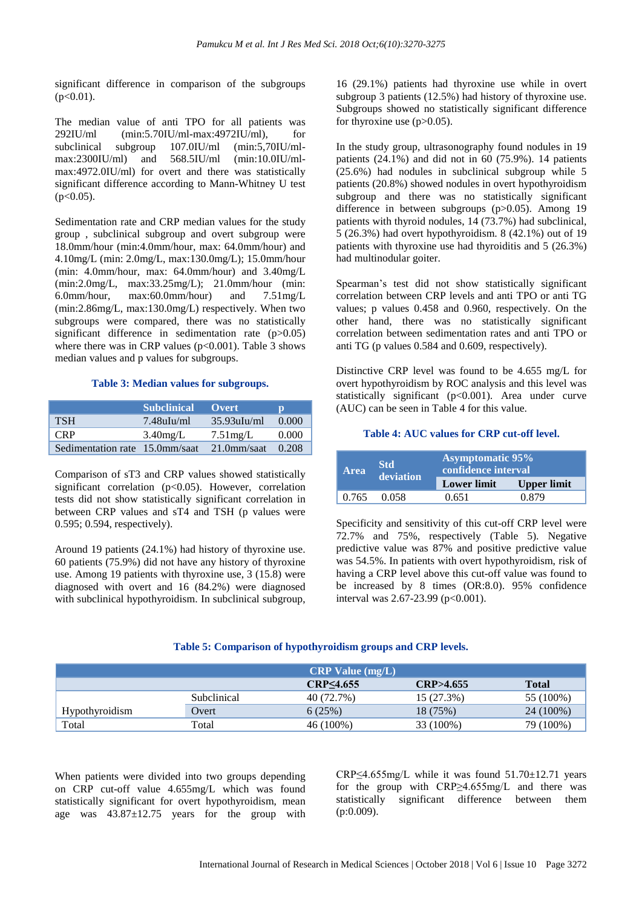significant difference in comparison of the subgroups ($p<0.01$).

The median value of anti TPO for all patients was 292IU/ml (min:5.70IU/ml-max:4972IU/ml), for subclinical subgroup 107.0IU/ml (min:5,70IU/ml-max:2300IU/ml) and 568.5IU/ml (min:10.0IU/ml-max:4972.0IU/ml) for overt and there was statistically significant difference according to Mann-Whitney U test ($p<0.05$).

Sedimentation rate and CRP median values for the study group , subclinical subgroup and overt subgroup were 18.0mm/hour (min:4.0mm/hour, max: 64.0mm/hour) and 4.10mg/L (min: 2.0mg/L, max:130.0mg/L); 15.0mm/hour (min: 4.0mm/hour, max: 64.0mm/hour) and 3.40mg/L (min:2.0mg/L, max:33.25mg/L); 21.0mm/hour (min: 6.0mm/hour, max:60.0mm/hour) and 7.51mg/L (min:2.86mg/L, max:130.0mg/L) respectively. When two subgroups were compared, there was no statistically significant difference in sedimentation rate ($p>0.05$) where there was in CRP values ($p<0.001$). Table 3 shows median values and p values for subgroups.

**Table 3: Median values for subgroups.**

| | Subclinical | Overt | p |
|---|---|---|---|
| TSH | 7.48uIu/ml | 35.93uIu/ml | 0.000 |
| CRP | 3.40mg/L | 7.51mg/L | 0.000 |
| Sedimentation rate | 15.0mm/saat | 21.0mm/saat | 0.208 |

Comparison of sT3 and CRP values showed statistically significant correlation ($p<0.05$). However, correlation tests did not show statistically significant correlation in between CRP values and sT4 and TSH (p values were 0.595; 0.594, respectively).

Around 19 patients (24.1%) had history of thyroxine use. 60 patients (75.9%) did not have any history of thyroxine use. Among 19 patients with thyroxine use, 3 (15.8) were diagnosed with overt and 16 (84.2%) were diagnosed with subclinical hypothyroidism. In subclinical subgroup, 16 (29.1%) patients had thyroxine use while in overt subgroup 3 patients (12.5%) had history of thyroxine use. Subgroups showed no statistically significant difference for thyroxine use ($p>0.05$).

In the study group, ultrasonography found nodules in 19 patients (24.1%) and did not in 60 (75.9%). 14 patients (25.6%) had nodules in subclinical subgroup while 5 patients (20.8%) showed nodules in overt hypothyroidism subgroup and there was no statistically significant difference in between subgroups ($p>0.05$). Among 19 patients with thyroid nodules, 14 (73.7%) had subclinical, 5 (26.3%) had overt hypothyroidism. 8 (42.1%) out of 19 patients with thyroxine use had thyroiditis and 5 (26.3%) had multinodular goiter.

Spearman's test did not show statistically significant correlation between CRP levels and anti TPO or anti TG values; p values 0.458 and 0.960, respectively. On the other hand, there was no statistically significant correlation between sedimentation rates and anti TPO or anti TG (p values 0.584 and 0.609, respectively).

Distinctive CRP level was found to be 4.655 mg/L for overt hypothyroidism by ROC analysis and this level was statistically significant ($p<0.001$). Area under curve (AUC) can be seen in Table 4 for this value.

**Table 4: AUC values for CRP cut-off level.**

| Area | Std deviation | Asymptomatic 95% confidence interval | |
|---|---|---|---|
| | | Lower limit | Upper limit |
| 0.765 | 0.058 | 0.651 | 0.879 |

Specificity and sensitivity of this cut-off CRP level were 72.7% and 75%, respectively (Table 5). Negative predictive value was 87% and positive predictive value was 54.5%. In patients with overt hypothyroidism, risk of having a CRP level above this cut-off value was found to be increased by 8 times (OR:8.0). 95% confidence interval was 2.67-23.99 ($p<0.001$).

**Table 5: Comparison of hypothyroidism groups and CRP levels.**

| | | CRP Value (mg/L) | | |
|---|---|---|---|---|
| | | CRP≤4.655 | CRP>4.655 | Total |
| Hypothyroidism | Subclinical | 40 (72.7%) | 15 (27.3%) | 55 (100%) |
| | Overt | 6 (25%) | 18 (75%) | 24 (100%) |
| Total | Total | 46 (100%) | 33 (100%) | 79 (100%) |

When patients were divided into two groups depending on CRP cut-off value 4.655mg/L which was found statistically significant for overt hypothyroidism, mean age was 43.87±12.75 years for the group with CRP≤4.655mg/L while it was found 51.70±12.71 years for the group with CRP≥4.655mg/L and there was statistically significant difference between them (p:0.009).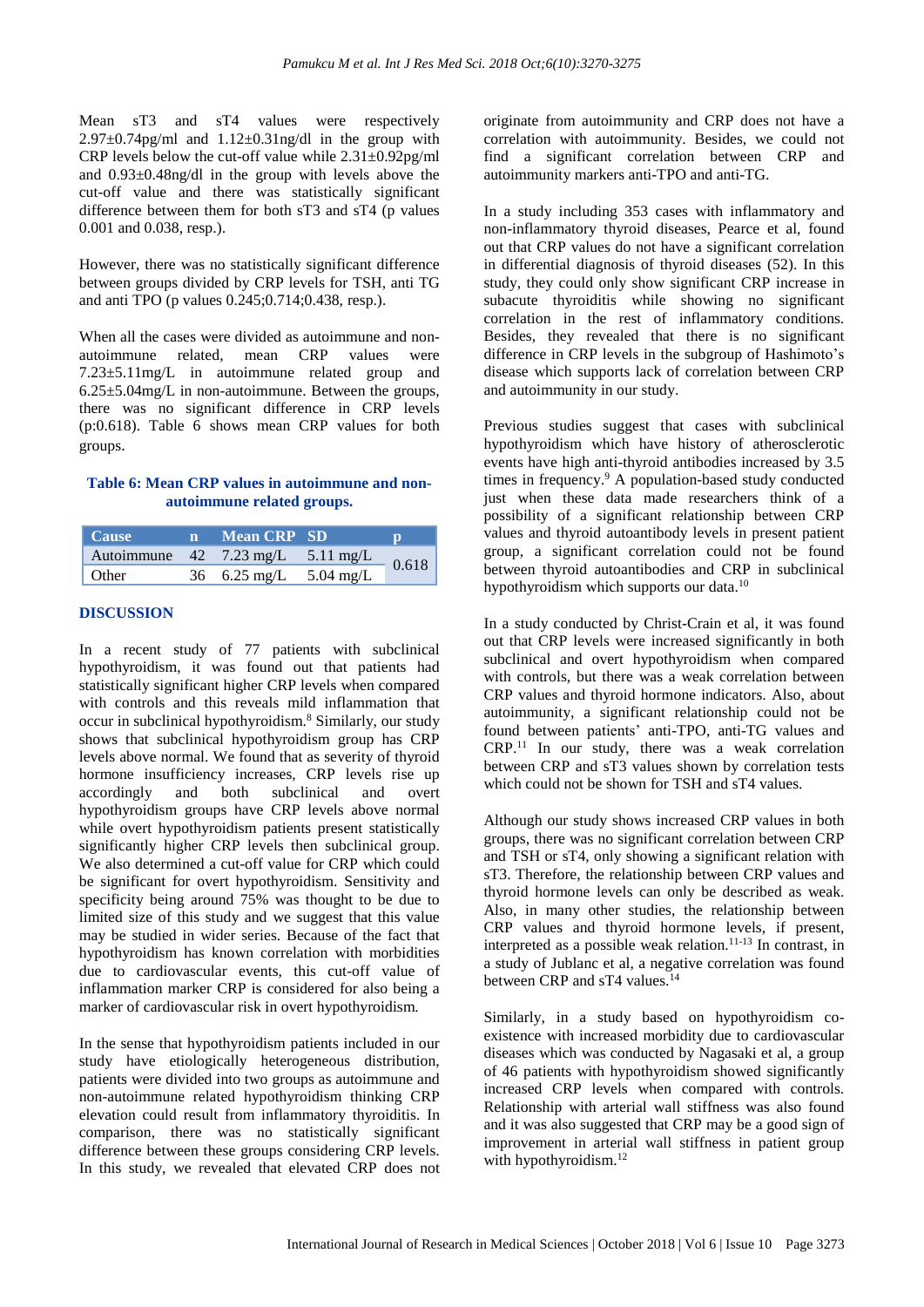Mean sT3 and sT4 values were respectively 2.97±0.74pg/ml and 1.12±0.31ng/dl in the group with CRP levels below the cut-off value while 2.31±0.92pg/ml and 0.93±0.48ng/dl in the group with levels above the cut-off value and there was statistically significant difference between them for both sT3 and sT4 (p values 0.001 and 0.038, resp.).

However, there was no statistically significant difference between groups divided by CRP levels for TSH, anti TG and anti TPO (p values 0.245;0.714;0.438, resp.).

When all the cases were divided as autoimmune and non-autoimmune related, mean CRP values were 7.23±5.11mg/L in autoimmune related group and 6.25±5.04mg/L in non-autoimmune. Between the groups, there was no significant difference in CRP levels (p:0.618). Table 6 shows mean CRP values for both groups.

**Table 6: Mean CRP values in autoimmune and non-autoimmune related groups.**

| Cause | n | Mean CRP | SD | p |
|---|---|---|---|---|
| Autoimmune | 42 | 7.23 mg/L | 5.11 mg/L | 0.618 |
| Other | 36 | 6.25 mg/L | 5.04 mg/L | |

## DISCUSSION

In a recent study of 77 patients with subclinical hypothyroidism, it was found out that patients had statistically significant higher CRP levels when compared with controls and this reveals mild inflammation that occur in subclinical hypothyroidism.[8] Similarly, our study shows that subclinical hypothyroidism group has CRP levels above normal. We found that as severity of thyroid hormone insufficiency increases, CRP levels rise up accordingly and both subclinical and overt hypothyroidism groups have CRP levels above normal while overt hypothyroidism patients present statistically significantly higher CRP levels then subclinical group. We also determined a cut-off value for CRP which could be significant for overt hypothyroidism. Sensitivity and specificity being around 75% was thought to be due to limited size of this study and we suggest that this value may be studied in wider series. Because of the fact that hypothyroidism has known correlation with morbidities due to cardiovascular events, this cut-off value of inflammation marker CRP is considered for also being a marker of cardiovascular risk in overt hypothyroidism.

In the sense that hypothyroidism patients included in our study have etiologically heterogeneous distribution, patients were divided into two groups as autoimmune and non-autoimmune related hypothyroidism thinking CRP elevation could result from inflammatory thyroiditis. In comparison, there was no statistically significant difference between these groups considering CRP levels. In this study, we revealed that elevated CRP does not originate from autoimmunity and CRP does not have a correlation with autoimmunity. Besides, we could not find a significant correlation between CRP and autoimmunity markers anti-TPO and anti-TG.

In a study including 353 cases with inflammatory and non-inflammatory thyroid diseases, Pearce et al, found out that CRP values do not have a significant correlation in differential diagnosis of thyroid diseases (52). In this study, they could only show significant CRP increase in subacute thyroiditis while showing no significant correlation in the rest of inflammatory conditions. Besides, they revealed that there is no significant difference in CRP levels in the subgroup of Hashimoto's disease which supports lack of correlation between CRP and autoimmunity in our study.

Previous studies suggest that cases with subclinical hypothyroidism which have history of atherosclerotic events have high anti-thyroid antibodies increased by 3.5 times in frequency.[9] A population-based study conducted just when these data made researchers think of a possibility of a significant relationship between CRP values and thyroid autoantibody levels in present patient group, a significant correlation could not be found between thyroid autoantibodies and CRP in subclinical hypothyroidism which supports our data.[10]

In a study conducted by Christ-Crain et al, it was found out that CRP levels were increased significantly in both subclinical and overt hypothyroidism when compared with controls, but there was a weak correlation between CRP values and thyroid hormone indicators. Also, about autoimmunity, a significant relationship could not be found between patients' anti-TPO, anti-TG values and CRP.[11] In our study, there was a weak correlation between CRP and sT3 values shown by correlation tests which could not be shown for TSH and sT4 values.

Although our study shows increased CRP values in both groups, there was no significant correlation between CRP and TSH or sT4, only showing a significant relation with sT3. Therefore, the relationship between CRP values and thyroid hormone levels can only be described as weak. Also, in many other studies, the relationship between CRP values and thyroid hormone levels, if present, interpreted as a possible weak relation.[11-13] In contrast, in a study of Jublanc et al, a negative correlation was found between CRP and sT4 values.[14]

Similarly, in a study based on hypothyroidism co-existence with increased morbidity due to cardiovascular diseases which was conducted by Nagasaki et al, a group of 46 patients with hypothyroidism showed significantly increased CRP levels when compared with controls. Relationship with arterial wall stiffness was also found and it was also suggested that CRP may be a good sign of improvement in arterial wall stiffness in patient group with hypothyroidism.[12]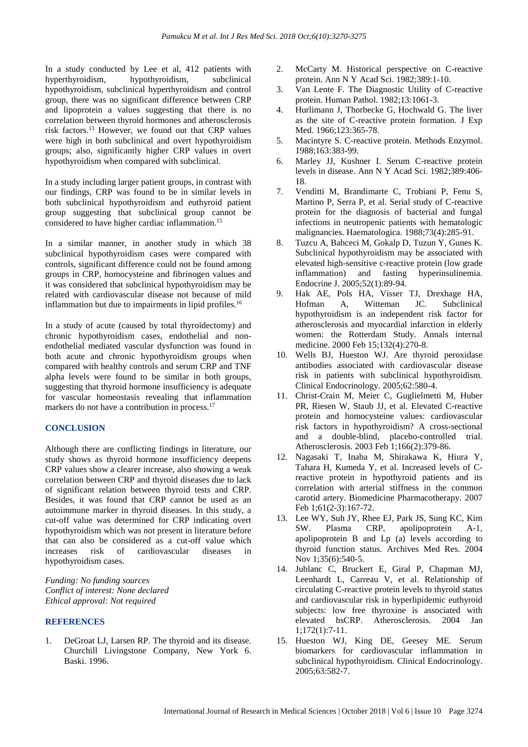In a study conducted by Lee et al, 412 patients with hyperthyroidism, hypothyroidism, subclinical hypothyroidism, subclinical hyperthyroidism and control group, there was no significant difference between CRP and lipoprotein a values suggesting that there is no correlation between thyroid hormones and atherosclerosis risk factors.[13] However, we found out that CRP values were high in both subclinical and overt hypothyroidism groups; also, significantly higher CRP values in overt hypothyroidism when compared with subclinical.

In a study including larger patient groups, in contrast with our findings, CRP was found to be in similar levels in both subclinical hypothyroidism and euthyroid patient group suggesting that subclinical group cannot be considered to have higher cardiac inflammation.[15]

In a similar manner, in another study in which 38 subclinical hypothyroidism cases were compared with controls, significant difference could not be found among groups in CRP, homocysteine and fibrinogen values and it was considered that subclinical hypothyroidism may be related with cardiovascular disease not because of mild inflammation but due to impairments in lipid profiles.[16]

In a study of acute (caused by total thyroidectomy) and chronic hypothyroidism cases, endothelial and non-endothelial mediated vascular dysfunction was found in both acute and chronic hypothyroidism groups when compared with healthy controls and serum CRP and TNF alpha levels were found to be similar in both groups, suggesting that thyroid hormone insufficiency is adequate for vascular homeostasis revealing that inflammation markers do not have a contribution in process.[17]

## CONCLUSION

Although there are conflicting findings in literature, our study shows as thyroid hormone insufficiency deepens CRP values show a clearer increase, also showing a weak correlation between CRP and thyroid diseases due to lack of significant relation between thyroid tests and CRP. Besides, it was found that CRP cannot be used as an autoimmune marker in thyroid diseases. In this study, a cut-off value was determined for CRP indicating overt hypothyroidism which was not present in literature before that can also be considered as a cut-off value which increases risk of cardiovascular diseases in hypothyroidism cases.

*Funding: No funding sources*
*Conflict of interest: None declared*
*Ethical approval: Not required*

## REFERENCES

1. DeGroat LJ, Larsen RP. The thyroid and its disease. Churchill Livingstone Company, New York 6. Baski. 1996.
2. McCarty M. Historical perspective on C-reactive protein. Ann N Y Acad Sci. 1982;389:1-10.
3. Van Lente F. The Diagnostic Utility of C-reactive protein. Human Pathol. 1982;13:1061-3.
4. Hurlimann J, Thorbecke G, Hochwald G. The liver as the site of C-reactive protein formation. J Exp Med. 1966;123:365-78.
5. Macintyre S. C-reactive protein. Methods Enzymol. 1988;163:383-99.
6. Marley JJ, Kushner I. Serum C-reactive protein levels in disease. Ann N Y Acad Sci. 1982;389:406-18.
7. Venditti M, Brandimarte C, Trobiani P, Fenu S, Martino P, Serra P, et al. Serial study of C-reactive protein for the diagnosis of bacterial and fungal infections in neutropenic patients with hematologic malignancies. Haematologica. 1988;73(4):285-91.
8. Tuzcu A, Bahceci M, Gokalp D, Tuzun Y, Gunes K. Subclinical hypothyroidism may be associated with elevated high-sensitive c-reactive protein (low grade inflammation) and fasting hyperinsulinemia. Endocrine J. 2005;52(1):89-94.
9. Hak AE, Pols HA, Visser TJ, Drexhage HA, Hofman A, Witteman JC. Subclinical hypothyroidism is an independent risk factor for atherosclerosis and myocardial infarction in elderly women: the Rotterdam Study. Annals internal medicine. 2000 Feb 15;132(4):270-8.
10. Wells BJ, Hueston WJ. Are thyroid peroxidase antibodies associated with cardiovascular disease risk in patients with subclinical hypothyroidism. Clinical Endocrinology. 2005;62:580-4.
11. Christ-Crain M, Meier C, Guglielmetti M, Huber PR, Riesen W, Staub JJ, et al. Elevated C-reactive protein and homocysteine values: cardiovascular risk factors in hypothyroidism? A cross-sectional and a double-blind, placebo-controlled trial. Atherosclerosis. 2003 Feb 1;166(2):379-86.
12. Nagasaki T, Inaba M, Shirakawa K, Hiura Y, Tahara H, Kumeda Y, et al. Increased levels of C-reactive protein in hypothyroid patients and its correlation with arterial stiffness in the common carotid artery. Biomedicine Pharmacotherapy. 2007 Feb 1;61(2-3):167-72.
13. Lee WY, Suh JY, Rhee EJ, Park JS, Sung KC, Kim SW. Plasma CRP, apolipoprotein A-1, apolipoprotein B and Lp (a) levels according to thyroid function status. Archives Med Res. 2004 Nov 1;35(6):540-5.
14. Jublanc C, Bruckert E, Giral P, Chapman MJ, Leenhardt L, Carreau V, et al. Relationship of circulating C-reactive protein levels to thyroid status and cardiovascular risk in hyperlipidemic euthyroid subjects: low free thyroxine is associated with elevated hsCRP. Atherosclerosis. 2004 Jan 1;172(1):7-11.
15. Hueston WJ, King DE, Geesey ME. Serum biomarkers for cardiovascular inflammation in subclinical hypothyroidism. Clinical Endocrinology. 2005;63:582-7.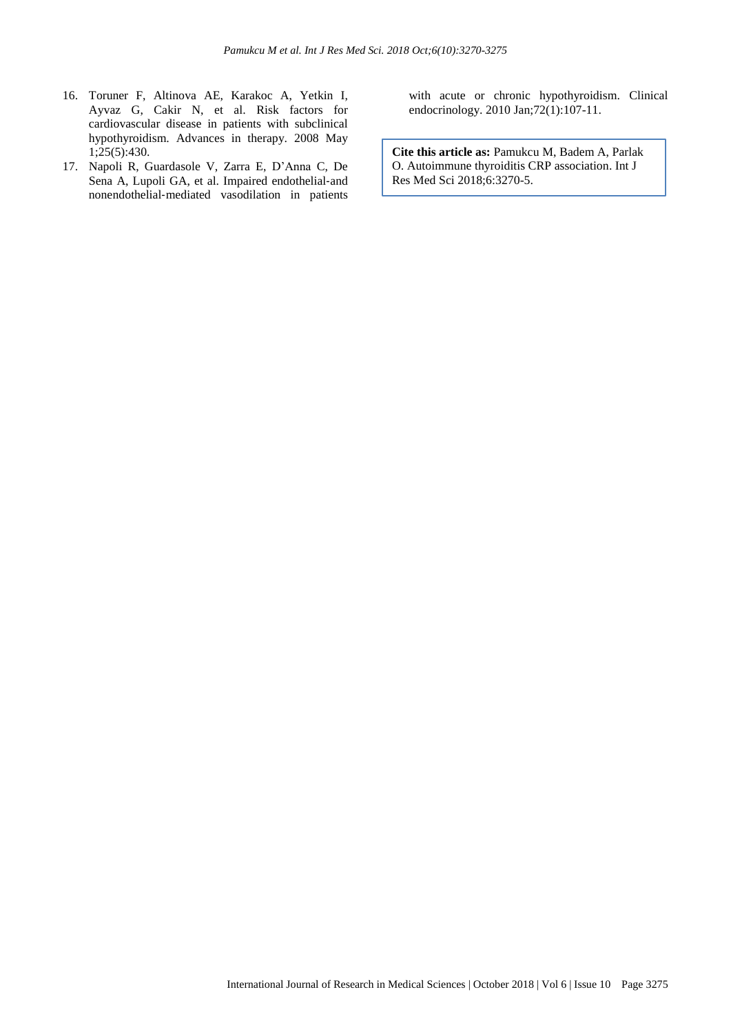16. Toruner F, Altinova AE, Karakoc A, Yetkin I, Ayvaz G, Cakir N, et al. Risk factors for cardiovascular disease in patients with subclinical hypothyroidism. Advances in therapy. 2008 May 1;25(5):430.
17. Napoli R, Guardasole V, Zarra E, D'Anna C, De Sena A, Lupoli GA, et al. Impaired endothelial-and nonendothelial-mediated vasodilation in patients with acute or chronic hypothyroidism. Clinical endocrinology. 2010 Jan;72(1):107-11.

**Cite this article as:** Pamukcu M, Badem A, Parlak O. Autoimmune thyroiditis CRP association. Int J Res Med Sci 2018;6:3270-5.